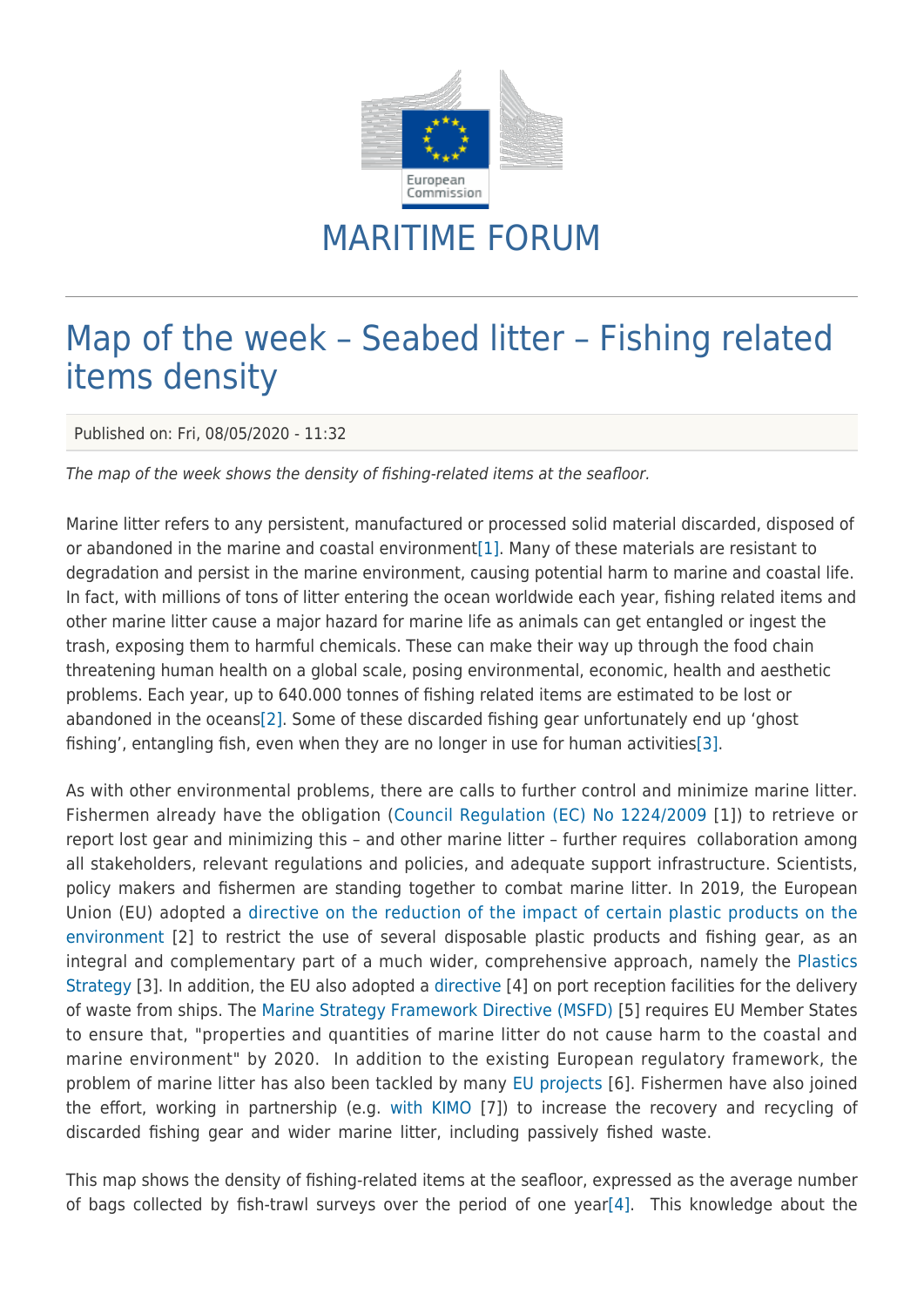# MARITIME FORUM

## Map of the week – Seabed litter – Fishing related items density

Published on: Fri, 08/05/2020 - 11:32

*The map of the week shows the density of fishing-related items at the seafloor.*

Marine litter refers to any persistent, manufactured or processed solid material discarded, disposed of or abandoned in the marine and coastal environment[1]. Many of these materials are resistant to degradation and persist in the marine environment, causing potential harm to marine and coastal life. In fact, with millions of tons of litter entering the ocean worldwide each year, fishing related items and other marine litter cause a major hazard for marine life as animals can get entangled or ingest the trash, exposing them to harmful chemicals. These can make their way up through the food chain threatening human health on a global scale, posing environmental, economic, health and aesthetic problems. Each year, up to 640.000 tonnes of fishing related items are estimated to be lost or abandoned in the oceans[2]. Some of these discarded fishing gear unfortunately end up 'ghost fishing', entangling fish, even when they are no longer in use for human activities[3].

As with other environmental problems, there are calls to further control and minimize marine litter. Fishermen already have the obligation (Council Regulation (EC) No 1224/2009 [1]) to retrieve or report lost gear and minimizing this – and other marine litter – further requires collaboration among all stakeholders, relevant regulations and policies, and adequate support infrastructure. Scientists, policy makers and fishermen are standing together to combat marine litter. In 2019, the European Union (EU) adopted a directive on the reduction of the impact of certain plastic products on the environment [2] to restrict the use of several disposable plastic products and fishing gear, as an integral and complementary part of a much wider, comprehensive approach, namely the Plastics Strategy [3]. In addition, the EU also adopted a directive [4] on port reception facilities for the delivery of waste from ships. The Marine Strategy Framework Directive (MSFD) [5] requires EU Member States to ensure that, "properties and quantities of marine litter do not cause harm to the coastal and marine environment" by 2020. In addition to the existing European regulatory framework, the problem of marine litter has also been tackled by many EU projects [6]. Fishermen have also joined the effort, working in partnership (e.g. with KIMO [7]) to increase the recovery and recycling of discarded fishing gear and wider marine litter, including passively fished waste.

This map shows the density of fishing-related items at the seafloor, expressed as the average number of bags collected by fish-trawl surveys over the period of one year[4]. This knowledge about the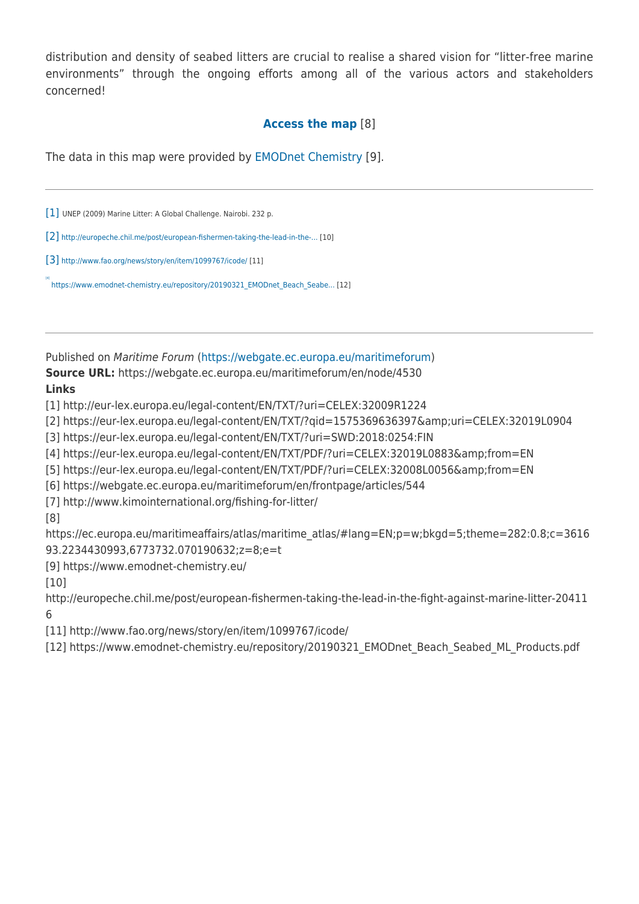distribution and density of seabed litters are crucial to realise a shared vision for "litter-free marine environments" through the ongoing efforts among all of the various actors and stakeholders concerned!

**Access the map** [8]

The data in this map were provided by EMODnet Chemistry [9].

---

[1] UNEP (2009) Marine Litter: A Global Challenge. Nairobi. 232 p.

[2] http://europeche.chil.me/post/european-fishermen-taking-the-lead-in-the-... [10]

[3] http://www.fao.org/news/story/en/item/1099767/icode/ [11]

[4] https://www.emodnet-chemistry.eu/repository/20190321_EMODnet_Beach_Seabe... [12]

---

Published on *Maritime Forum* (https://webgate.ec.europa.eu/maritimeforum)
**Source URL:** https://webgate.ec.europa.eu/maritimeforum/en/node/4530
**Links**
[1] http://eur-lex.europa.eu/legal-content/EN/TXT/?uri=CELEX:32009R1224
[2] https://eur-lex.europa.eu/legal-content/EN/TXT/?qid=1575369636397&amp;uri=CELEX:32019L0904
[3] https://eur-lex.europa.eu/legal-content/EN/TXT/?uri=SWD:2018:0254:FIN
[4] https://eur-lex.europa.eu/legal-content/EN/TXT/PDF/?uri=CELEX:32019L0883&amp;from=EN
[5] https://eur-lex.europa.eu/legal-content/EN/TXT/PDF/?uri=CELEX:32008L0056&amp;from=EN
[6] https://webgate.ec.europa.eu/maritimeforum/en/frontpage/articles/544
[7] http://www.kimointernational.org/fishing-for-litter/
[8] https://ec.europa.eu/maritimeaffairs/atlas/maritime_atlas/#lang=EN;p=w;bkgd=5;theme=282:0.8;c=361693.2234430993,6773732.070190632;z=8;e=t
[9] https://www.emodnet-chemistry.eu/
[10] http://europeche.chil.me/post/european-fishermen-taking-the-lead-in-the-fight-against-marine-litter-204116
[11] http://www.fao.org/news/story/en/item/1099767/icode/
[12] https://www.emodnet-chemistry.eu/repository/20190321_EMODnet_Beach_Seabed_ML_Products.pdf